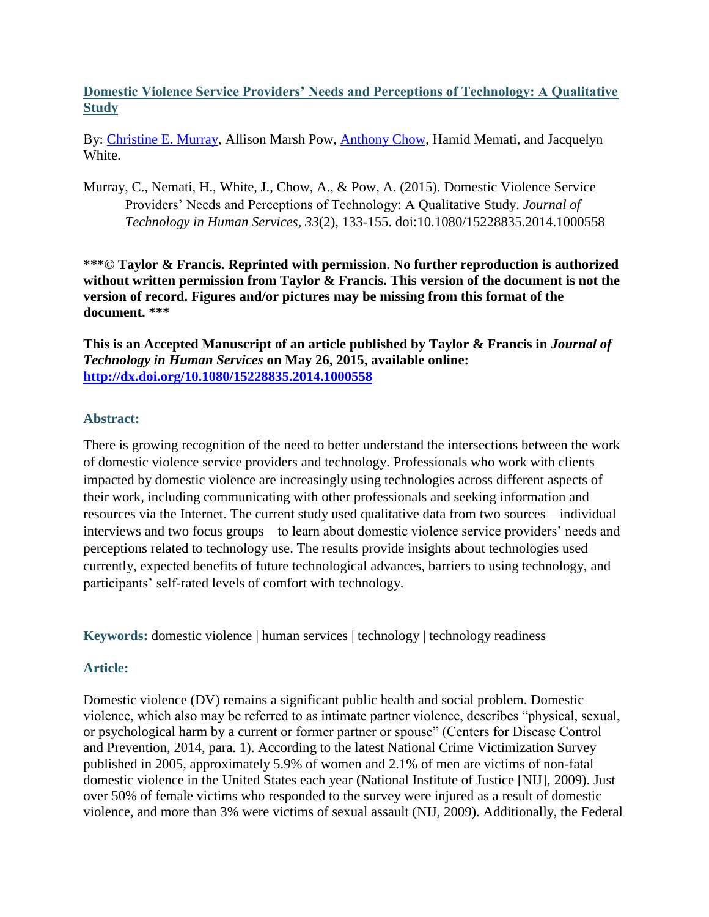# Domestic Violence Service Providers' Needs and Perceptions of Technology: A Qualitative Study

By: Christine E. Murray, Allison Marsh Pow, Anthony Chow, Hamid Memati, and Jacquelyn White.

Murray, C., Nemati, H., White, J., Chow, A., & Pow, A. (2015). Domestic Violence Service Providers' Needs and Perceptions of Technology: A Qualitative Study. *Journal of Technology in Human Services*, *33*(2), 133-155. doi:10.1080/15228835.2014.1000558

**\*\*\*© Taylor & Francis. Reprinted with permission. No further reproduction is authorized without written permission from Taylor & Francis. This version of the document is not the version of record. Figures and/or pictures may be missing from this format of the document. \*\*\***

**This is an Accepted Manuscript of an article published by Taylor & Francis in *Journal of Technology in Human Services* on May 26, 2015, available online: http://dx.doi.org/10.1080/15228835.2014.1000558**

## Abstract:

There is growing recognition of the need to better understand the intersections between the work of domestic violence service providers and technology. Professionals who work with clients impacted by domestic violence are increasingly using technologies across different aspects of their work, including communicating with other professionals and seeking information and resources via the Internet. The current study used qualitative data from two sources—individual interviews and two focus groups—to learn about domestic violence service providers' needs and perceptions related to technology use. The results provide insights about technologies used currently, expected benefits of future technological advances, barriers to using technology, and participants' self-rated levels of comfort with technology.

**Keywords:** domestic violence | human services | technology | technology readiness

## Article:

Domestic violence (DV) remains a significant public health and social problem. Domestic violence, which also may be referred to as intimate partner violence, describes "physical, sexual, or psychological harm by a current or former partner or spouse" (Centers for Disease Control and Prevention, 2014, para. 1). According to the latest National Crime Victimization Survey published in 2005, approximately 5.9% of women and 2.1% of men are victims of non-fatal domestic violence in the United States each year (National Institute of Justice [NIJ], 2009). Just over 50% of female victims who responded to the survey were injured as a result of domestic violence, and more than 3% were victims of sexual assault (NIJ, 2009). Additionally, the Federal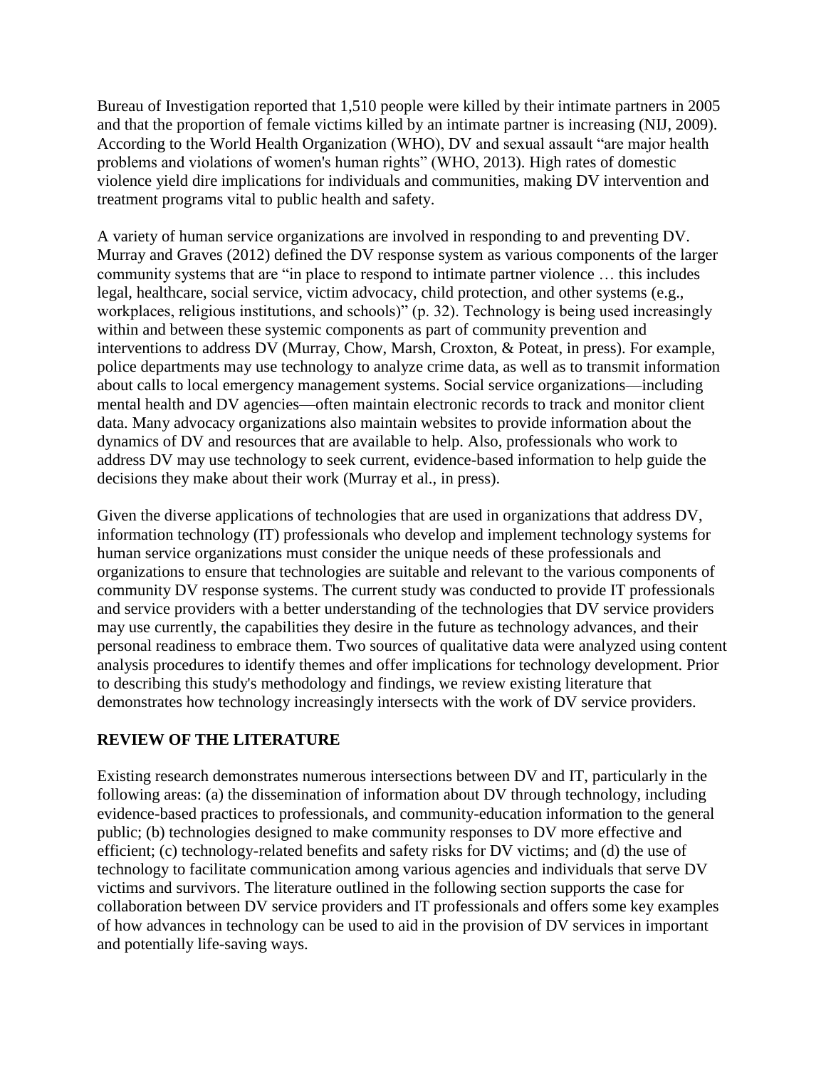Bureau of Investigation reported that 1,510 people were killed by their intimate partners in 2005 and that the proportion of female victims killed by an intimate partner is increasing (NIJ, 2009). According to the World Health Organization (WHO), DV and sexual assault "are major health problems and violations of women's human rights" (WHO, 2013). High rates of domestic violence yield dire implications for individuals and communities, making DV intervention and treatment programs vital to public health and safety.

A variety of human service organizations are involved in responding to and preventing DV. Murray and Graves (2012) defined the DV response system as various components of the larger community systems that are "in place to respond to intimate partner violence … this includes legal, healthcare, social service, victim advocacy, child protection, and other systems (e.g., workplaces, religious institutions, and schools)" (p. 32). Technology is being used increasingly within and between these systemic components as part of community prevention and interventions to address DV (Murray, Chow, Marsh, Croxton, & Poteat, in press). For example, police departments may use technology to analyze crime data, as well as to transmit information about calls to local emergency management systems. Social service organizations—including mental health and DV agencies—often maintain electronic records to track and monitor client data. Many advocacy organizations also maintain websites to provide information about the dynamics of DV and resources that are available to help. Also, professionals who work to address DV may use technology to seek current, evidence-based information to help guide the decisions they make about their work (Murray et al., in press).

Given the diverse applications of technologies that are used in organizations that address DV, information technology (IT) professionals who develop and implement technology systems for human service organizations must consider the unique needs of these professionals and organizations to ensure that technologies are suitable and relevant to the various components of community DV response systems. The current study was conducted to provide IT professionals and service providers with a better understanding of the technologies that DV service providers may use currently, the capabilities they desire in the future as technology advances, and their personal readiness to embrace them. Two sources of qualitative data were analyzed using content analysis procedures to identify themes and offer implications for technology development. Prior to describing this study's methodology and findings, we review existing literature that demonstrates how technology increasingly intersects with the work of DV service providers.

## REVIEW OF THE LITERATURE

Existing research demonstrates numerous intersections between DV and IT, particularly in the following areas: (a) the dissemination of information about DV through technology, including evidence-based practices to professionals, and community-education information to the general public; (b) technologies designed to make community responses to DV more effective and efficient; (c) technology-related benefits and safety risks for DV victims; and (d) the use of technology to facilitate communication among various agencies and individuals that serve DV victims and survivors. The literature outlined in the following section supports the case for collaboration between DV service providers and IT professionals and offers some key examples of how advances in technology can be used to aid in the provision of DV services in important and potentially life-saving ways.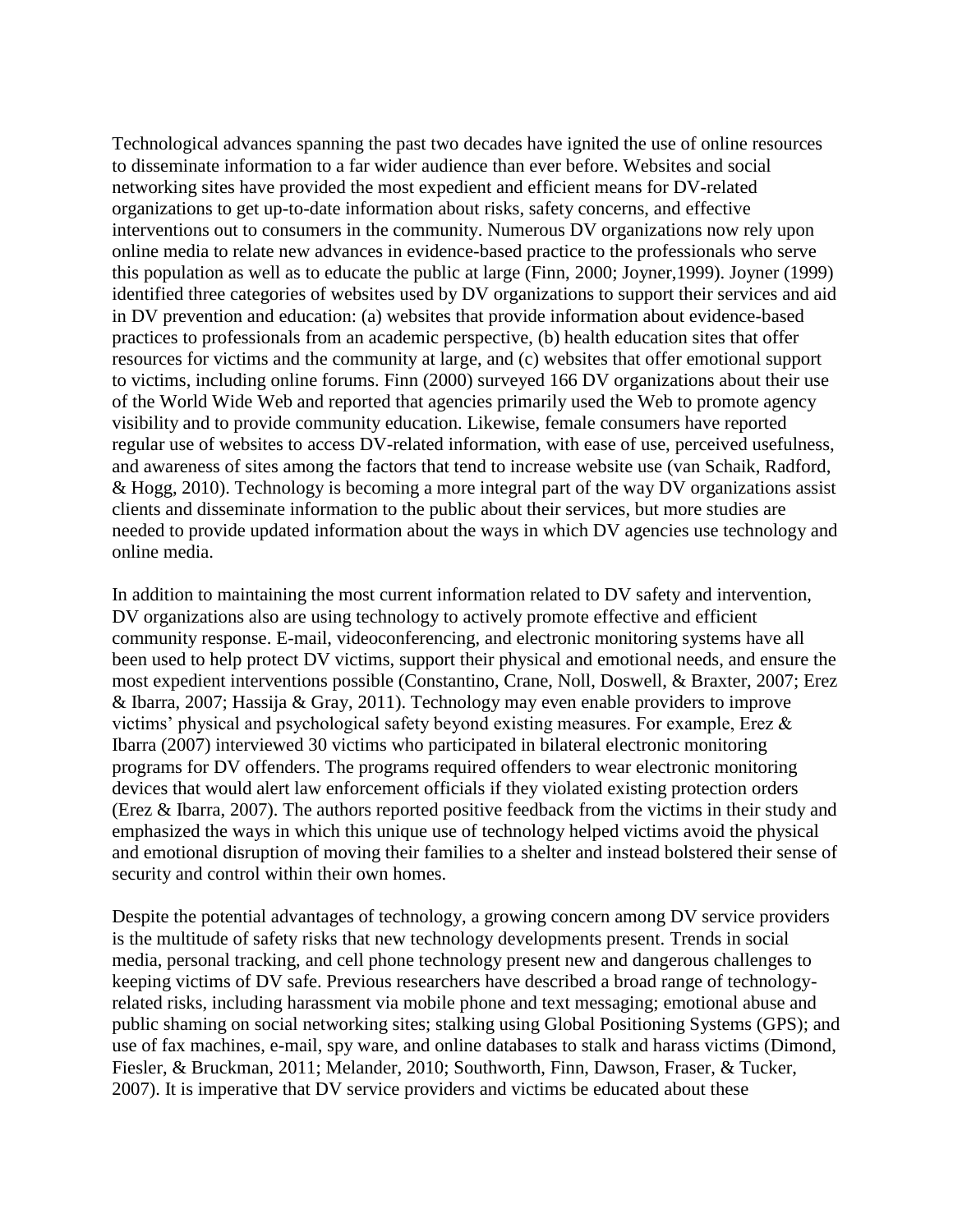Technological advances spanning the past two decades have ignited the use of online resources to disseminate information to a far wider audience than ever before. Websites and social networking sites have provided the most expedient and efficient means for DV-related organizations to get up-to-date information about risks, safety concerns, and effective interventions out to consumers in the community. Numerous DV organizations now rely upon online media to relate new advances in evidence-based practice to the professionals who serve this population as well as to educate the public at large (Finn, 2000; Joyner,1999). Joyner (1999) identified three categories of websites used by DV organizations to support their services and aid in DV prevention and education: (a) websites that provide information about evidence-based practices to professionals from an academic perspective, (b) health education sites that offer resources for victims and the community at large, and (c) websites that offer emotional support to victims, including online forums. Finn (2000) surveyed 166 DV organizations about their use of the World Wide Web and reported that agencies primarily used the Web to promote agency visibility and to provide community education. Likewise, female consumers have reported regular use of websites to access DV-related information, with ease of use, perceived usefulness, and awareness of sites among the factors that tend to increase website use (van Schaik, Radford, & Hogg, 2010). Technology is becoming a more integral part of the way DV organizations assist clients and disseminate information to the public about their services, but more studies are needed to provide updated information about the ways in which DV agencies use technology and online media.

In addition to maintaining the most current information related to DV safety and intervention, DV organizations also are using technology to actively promote effective and efficient community response. E-mail, videoconferencing, and electronic monitoring systems have all been used to help protect DV victims, support their physical and emotional needs, and ensure the most expedient interventions possible (Constantino, Crane, Noll, Doswell, & Braxter, 2007; Erez & Ibarra, 2007; Hassija & Gray, 2011). Technology may even enable providers to improve victims' physical and psychological safety beyond existing measures. For example, Erez & Ibarra (2007) interviewed 30 victims who participated in bilateral electronic monitoring programs for DV offenders. The programs required offenders to wear electronic monitoring devices that would alert law enforcement officials if they violated existing protection orders (Erez & Ibarra, 2007). The authors reported positive feedback from the victims in their study and emphasized the ways in which this unique use of technology helped victims avoid the physical and emotional disruption of moving their families to a shelter and instead bolstered their sense of security and control within their own homes.

Despite the potential advantages of technology, a growing concern among DV service providers is the multitude of safety risks that new technology developments present. Trends in social media, personal tracking, and cell phone technology present new and dangerous challenges to keeping victims of DV safe. Previous researchers have described a broad range of technology-related risks, including harassment via mobile phone and text messaging; emotional abuse and public shaming on social networking sites; stalking using Global Positioning Systems (GPS); and use of fax machines, e-mail, spy ware, and online databases to stalk and harass victims (Dimond, Fiesler, & Bruckman, 2011; Melander, 2010; Southworth, Finn, Dawson, Fraser, & Tucker, 2007). It is imperative that DV service providers and victims be educated about these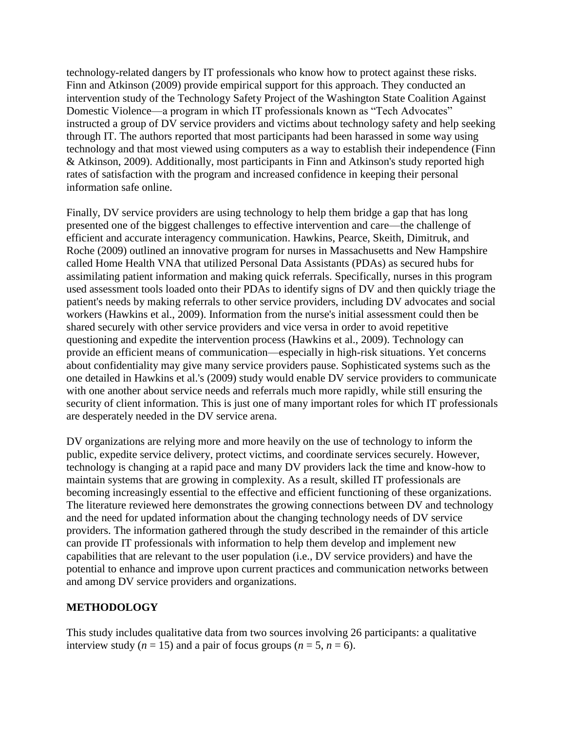technology-related dangers by IT professionals who know how to protect against these risks. Finn and Atkinson (2009) provide empirical support for this approach. They conducted an intervention study of the Technology Safety Project of the Washington State Coalition Against Domestic Violence—a program in which IT professionals known as "Tech Advocates" instructed a group of DV service providers and victims about technology safety and help seeking through IT. The authors reported that most participants had been harassed in some way using technology and that most viewed using computers as a way to establish their independence (Finn & Atkinson, 2009). Additionally, most participants in Finn and Atkinson's study reported high rates of satisfaction with the program and increased confidence in keeping their personal information safe online.

Finally, DV service providers are using technology to help them bridge a gap that has long presented one of the biggest challenges to effective intervention and care—the challenge of efficient and accurate interagency communication. Hawkins, Pearce, Skeith, Dimitruk, and Roche (2009) outlined an innovative program for nurses in Massachusetts and New Hampshire called Home Health VNA that utilized Personal Data Assistants (PDAs) as secured hubs for assimilating patient information and making quick referrals. Specifically, nurses in this program used assessment tools loaded onto their PDAs to identify signs of DV and then quickly triage the patient's needs by making referrals to other service providers, including DV advocates and social workers (Hawkins et al., 2009). Information from the nurse's initial assessment could then be shared securely with other service providers and vice versa in order to avoid repetitive questioning and expedite the intervention process (Hawkins et al., 2009). Technology can provide an efficient means of communication—especially in high-risk situations. Yet concerns about confidentiality may give many service providers pause. Sophisticated systems such as the one detailed in Hawkins et al.'s (2009) study would enable DV service providers to communicate with one another about service needs and referrals much more rapidly, while still ensuring the security of client information. This is just one of many important roles for which IT professionals are desperately needed in the DV service arena.

DV organizations are relying more and more heavily on the use of technology to inform the public, expedite service delivery, protect victims, and coordinate services securely. However, technology is changing at a rapid pace and many DV providers lack the time and know-how to maintain systems that are growing in complexity. As a result, skilled IT professionals are becoming increasingly essential to the effective and efficient functioning of these organizations. The literature reviewed here demonstrates the growing connections between DV and technology and the need for updated information about the changing technology needs of DV service providers. The information gathered through the study described in the remainder of this article can provide IT professionals with information to help them develop and implement new capabilities that are relevant to the user population (i.e., DV service providers) and have the potential to enhance and improve upon current practices and communication networks between and among DV service providers and organizations.

## METHODOLOGY

This study includes qualitative data from two sources involving 26 participants: a qualitative interview study ($n = 15$) and a pair of focus groups ($n = 5$, $n = 6$).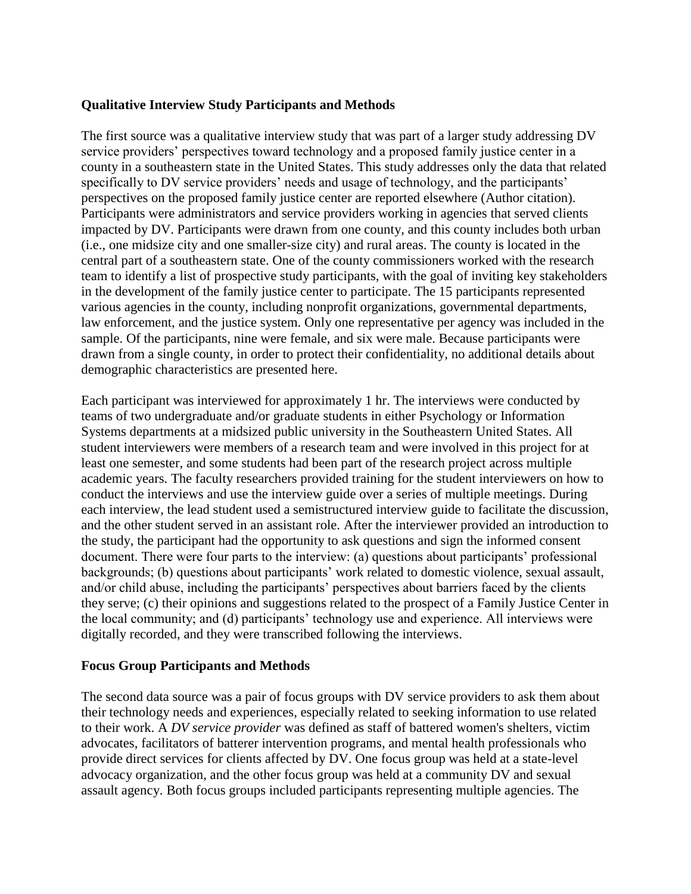### Qualitative Interview Study Participants and Methods

The first source was a qualitative interview study that was part of a larger study addressing DV service providers' perspectives toward technology and a proposed family justice center in a county in a southeastern state in the United States. This study addresses only the data that related specifically to DV service providers' needs and usage of technology, and the participants' perspectives on the proposed family justice center are reported elsewhere (Author citation). Participants were administrators and service providers working in agencies that served clients impacted by DV. Participants were drawn from one county, and this county includes both urban (i.e., one midsize city and one smaller-size city) and rural areas. The county is located in the central part of a southeastern state. One of the county commissioners worked with the research team to identify a list of prospective study participants, with the goal of inviting key stakeholders in the development of the family justice center to participate. The 15 participants represented various agencies in the county, including nonprofit organizations, governmental departments, law enforcement, and the justice system. Only one representative per agency was included in the sample. Of the participants, nine were female, and six were male. Because participants were drawn from a single county, in order to protect their confidentiality, no additional details about demographic characteristics are presented here.

Each participant was interviewed for approximately 1 hr. The interviews were conducted by teams of two undergraduate and/or graduate students in either Psychology or Information Systems departments at a midsized public university in the Southeastern United States. All student interviewers were members of a research team and were involved in this project for at least one semester, and some students had been part of the research project across multiple academic years. The faculty researchers provided training for the student interviewers on how to conduct the interviews and use the interview guide over a series of multiple meetings. During each interview, the lead student used a semistructured interview guide to facilitate the discussion, and the other student served in an assistant role. After the interviewer provided an introduction to the study, the participant had the opportunity to ask questions and sign the informed consent document. There were four parts to the interview: (a) questions about participants' professional backgrounds; (b) questions about participants' work related to domestic violence, sexual assault, and/or child abuse, including the participants' perspectives about barriers faced by the clients they serve; (c) their opinions and suggestions related to the prospect of a Family Justice Center in the local community; and (d) participants' technology use and experience. All interviews were digitally recorded, and they were transcribed following the interviews.

### Focus Group Participants and Methods

The second data source was a pair of focus groups with DV service providers to ask them about their technology needs and experiences, especially related to seeking information to use related to their work. A *DV service provider* was defined as staff of battered women's shelters, victim advocates, facilitators of batterer intervention programs, and mental health professionals who provide direct services for clients affected by DV. One focus group was held at a state-level advocacy organization, and the other focus group was held at a community DV and sexual assault agency. Both focus groups included participants representing multiple agencies. The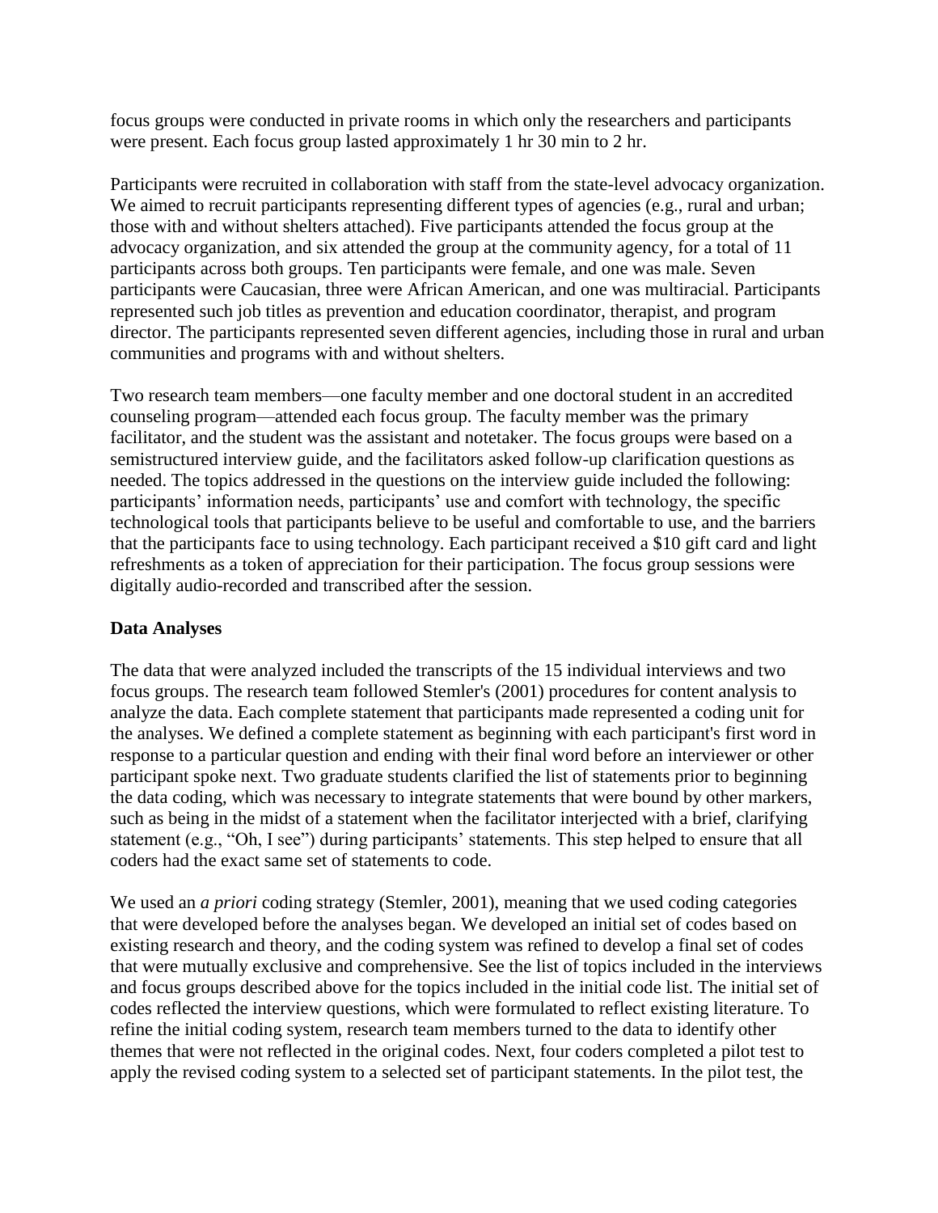focus groups were conducted in private rooms in which only the researchers and participants were present. Each focus group lasted approximately 1 hr 30 min to 2 hr.

Participants were recruited in collaboration with staff from the state-level advocacy organization. We aimed to recruit participants representing different types of agencies (e.g., rural and urban; those with and without shelters attached). Five participants attended the focus group at the advocacy organization, and six attended the group at the community agency, for a total of 11 participants across both groups. Ten participants were female, and one was male. Seven participants were Caucasian, three were African American, and one was multiracial. Participants represented such job titles as prevention and education coordinator, therapist, and program director. The participants represented seven different agencies, including those in rural and urban communities and programs with and without shelters.

Two research team members—one faculty member and one doctoral student in an accredited counseling program—attended each focus group. The faculty member was the primary facilitator, and the student was the assistant and notetaker. The focus groups were based on a semistructured interview guide, and the facilitators asked follow-up clarification questions as needed. The topics addressed in the questions on the interview guide included the following: participants' information needs, participants' use and comfort with technology, the specific technological tools that participants believe to be useful and comfortable to use, and the barriers that the participants face to using technology. Each participant received a $10 gift card and light refreshments as a token of appreciation for their participation. The focus group sessions were digitally audio-recorded and transcribed after the session.

**Data Analyses**

The data that were analyzed included the transcripts of the 15 individual interviews and two focus groups. The research team followed Stemler's (2001) procedures for content analysis to analyze the data. Each complete statement that participants made represented a coding unit for the analyses. We defined a complete statement as beginning with each participant's first word in response to a particular question and ending with their final word before an interviewer or other participant spoke next. Two graduate students clarified the list of statements prior to beginning the data coding, which was necessary to integrate statements that were bound by other markers, such as being in the midst of a statement when the facilitator interjected with a brief, clarifying statement (e.g., "Oh, I see") during participants' statements. This step helped to ensure that all coders had the exact same set of statements to code.

We used an *a priori* coding strategy (Stemler, 2001), meaning that we used coding categories that were developed before the analyses began. We developed an initial set of codes based on existing research and theory, and the coding system was refined to develop a final set of codes that were mutually exclusive and comprehensive. See the list of topics included in the interviews and focus groups described above for the topics included in the initial code list. The initial set of codes reflected the interview questions, which were formulated to reflect existing literature. To refine the initial coding system, research team members turned to the data to identify other themes that were not reflected in the original codes. Next, four coders completed a pilot test to apply the revised coding system to a selected set of participant statements. In the pilot test, the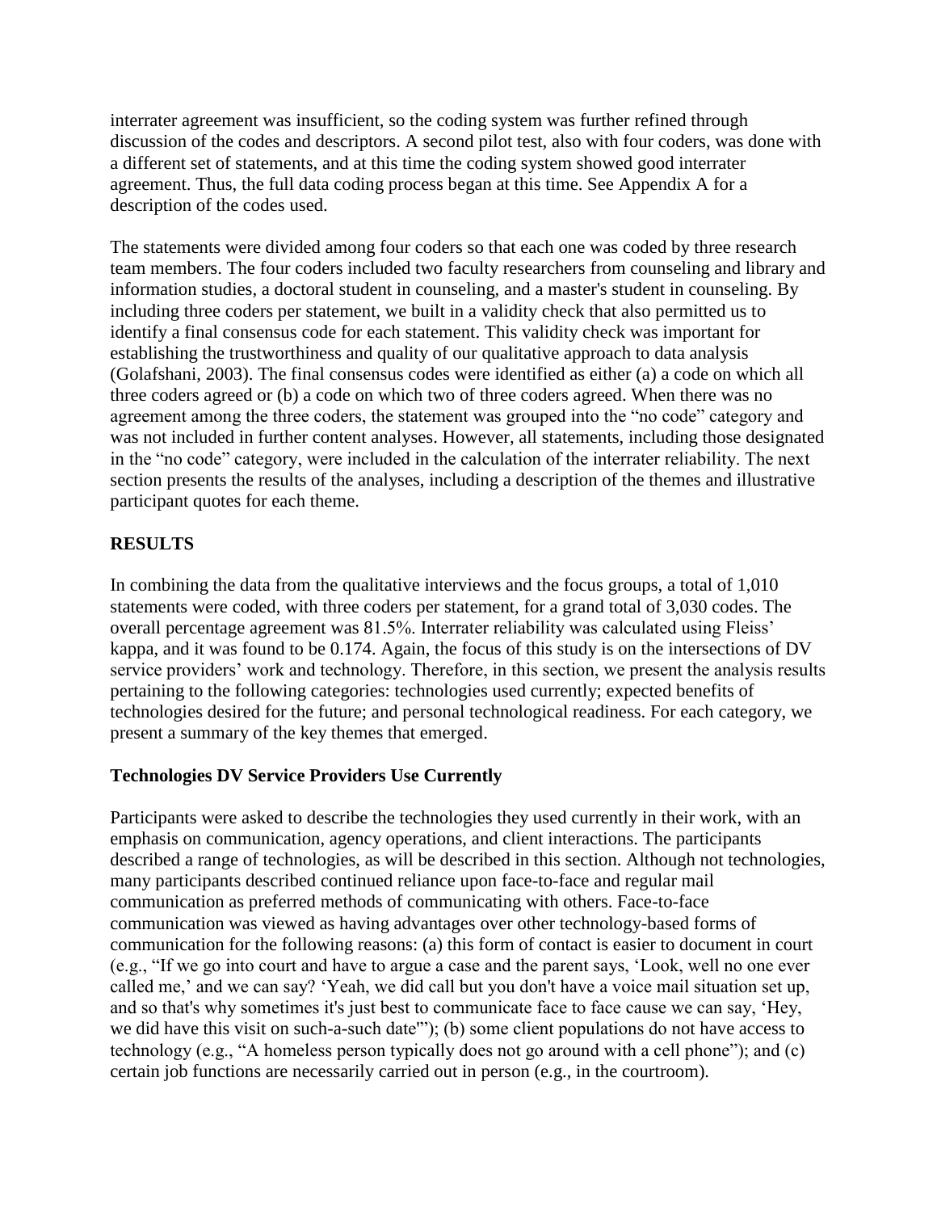interrater agreement was insufficient, so the coding system was further refined through discussion of the codes and descriptors. A second pilot test, also with four coders, was done with a different set of statements, and at this time the coding system showed good interrater agreement. Thus, the full data coding process began at this time. See Appendix A for a description of the codes used.

The statements were divided among four coders so that each one was coded by three research team members. The four coders included two faculty researchers from counseling and library and information studies, a doctoral student in counseling, and a master's student in counseling. By including three coders per statement, we built in a validity check that also permitted us to identify a final consensus code for each statement. This validity check was important for establishing the trustworthiness and quality of our qualitative approach to data analysis (Golafshani, 2003). The final consensus codes were identified as either (a) a code on which all three coders agreed or (b) a code on which two of three coders agreed. When there was no agreement among the three coders, the statement was grouped into the "no code" category and was not included in further content analyses. However, all statements, including those designated in the "no code" category, were included in the calculation of the interrater reliability. The next section presents the results of the analyses, including a description of the themes and illustrative participant quotes for each theme.

## RESULTS

In combining the data from the qualitative interviews and the focus groups, a total of 1,010 statements were coded, with three coders per statement, for a grand total of 3,030 codes. The overall percentage agreement was 81.5%. Interrater reliability was calculated using Fleiss' kappa, and it was found to be 0.174. Again, the focus of this study is on the intersections of DV service providers' work and technology. Therefore, in this section, we present the analysis results pertaining to the following categories: technologies used currently; expected benefits of technologies desired for the future; and personal technological readiness. For each category, we present a summary of the key themes that emerged.

### Technologies DV Service Providers Use Currently

Participants were asked to describe the technologies they used currently in their work, with an emphasis on communication, agency operations, and client interactions. The participants described a range of technologies, as will be described in this section. Although not technologies, many participants described continued reliance upon face-to-face and regular mail communication as preferred methods of communicating with others. Face-to-face communication was viewed as having advantages over other technology-based forms of communication for the following reasons: (a) this form of contact is easier to document in court (e.g., "If we go into court and have to argue a case and the parent says, 'Look, well no one ever called me,' and we can say? 'Yeah, we did call but you don't have a voice mail situation set up, and so that's why sometimes it's just best to communicate face to face cause we can say, 'Hey, we did have this visit on such-a-such date'"); (b) some client populations do not have access to technology (e.g., "A homeless person typically does not go around with a cell phone"); and (c) certain job functions are necessarily carried out in person (e.g., in the courtroom).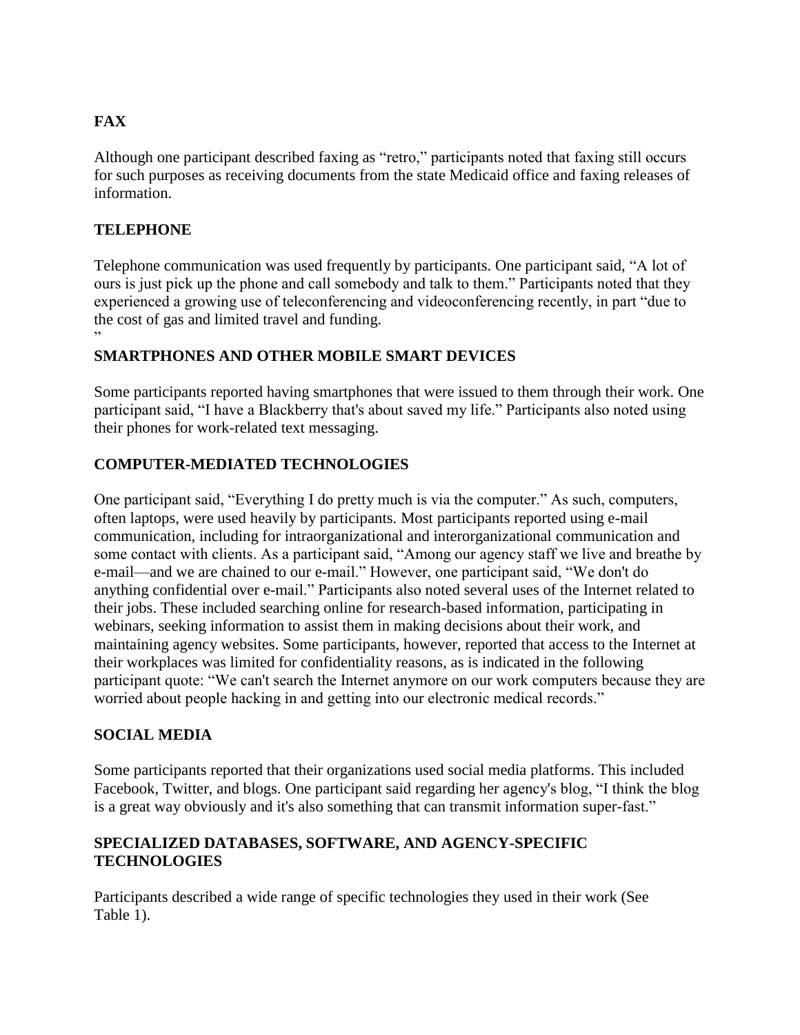## FAX

Although one participant described faxing as "retro," participants noted that faxing still occurs for such purposes as receiving documents from the state Medicaid office and faxing releases of information.

## TELEPHONE

Telephone communication was used frequently by participants. One participant said, "A lot of ours is just pick up the phone and call somebody and talk to them." Participants noted that they experienced a growing use of teleconferencing and videoconferencing recently, in part "due to the cost of gas and limited travel and funding.
"

## SMARTPHONES AND OTHER MOBILE SMART DEVICES

Some participants reported having smartphones that were issued to them through their work. One participant said, "I have a Blackberry that's about saved my life." Participants also noted using their phones for work-related text messaging.

## COMPUTER-MEDIATED TECHNOLOGIES

One participant said, "Everything I do pretty much is via the computer." As such, computers, often laptops, were used heavily by participants. Most participants reported using e-mail communication, including for intraorganizational and interorganizational communication and some contact with clients. As a participant said, "Among our agency staff we live and breathe by e-mail—and we are chained to our e-mail." However, one participant said, "We don't do anything confidential over e-mail." Participants also noted several uses of the Internet related to their jobs. These included searching online for research-based information, participating in webinars, seeking information to assist them in making decisions about their work, and maintaining agency websites. Some participants, however, reported that access to the Internet at their workplaces was limited for confidentiality reasons, as is indicated in the following participant quote: "We can't search the Internet anymore on our work computers because they are worried about people hacking in and getting into our electronic medical records."

## SOCIAL MEDIA

Some participants reported that their organizations used social media platforms. This included Facebook, Twitter, and blogs. One participant said regarding her agency's blog, "I think the blog is a great way obviously and it's also something that can transmit information super-fast."

## SPECIALIZED DATABASES, SOFTWARE, AND AGENCY-SPECIFIC TECHNOLOGIES

Participants described a wide range of specific technologies they used in their work (See Table 1).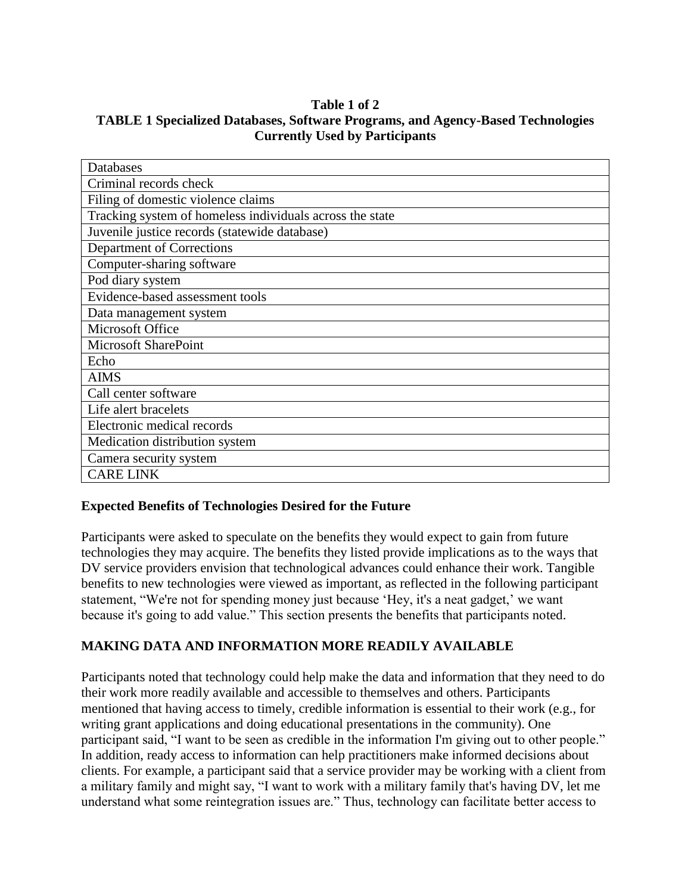**Table 1 of 2**

**TABLE 1 Specialized Databases, Software Programs, and Agency-Based Technologies Currently Used by Participants**

| Databases |
|---|
| Criminal records check |
| Filing of domestic violence claims |
| Tracking system of homeless individuals across the state |
| Juvenile justice records (statewide database) |
| Department of Corrections |
| Computer-sharing software |
| Pod diary system |
| Evidence-based assessment tools |
| Data management system |
| Microsoft Office |
| Microsoft SharePoint |
| Echo |
| AIMS |
| Call center software |
| Life alert bracelets |
| Electronic medical records |
| Medication distribution system |
| Camera security system |
| CARE LINK |

## Expected Benefits of Technologies Desired for the Future

Participants were asked to speculate on the benefits they would expect to gain from future technologies they may acquire. The benefits they listed provide implications as to the ways that DV service providers envision that technological advances could enhance their work. Tangible benefits to new technologies were viewed as important, as reflected in the following participant statement, "We're not for spending money just because 'Hey, it's a neat gadget,' we want because it's going to add value." This section presents the benefits that participants noted.

## MAKING DATA AND INFORMATION MORE READILY AVAILABLE

Participants noted that technology could help make the data and information that they need to do their work more readily available and accessible to themselves and others. Participants mentioned that having access to timely, credible information is essential to their work (e.g., for writing grant applications and doing educational presentations in the community). One participant said, "I want to be seen as credible in the information I'm giving out to other people." In addition, ready access to information can help practitioners make informed decisions about clients. For example, a participant said that a service provider may be working with a client from a military family and might say, "I want to work with a military family that's having DV, let me understand what some reintegration issues are." Thus, technology can facilitate better access to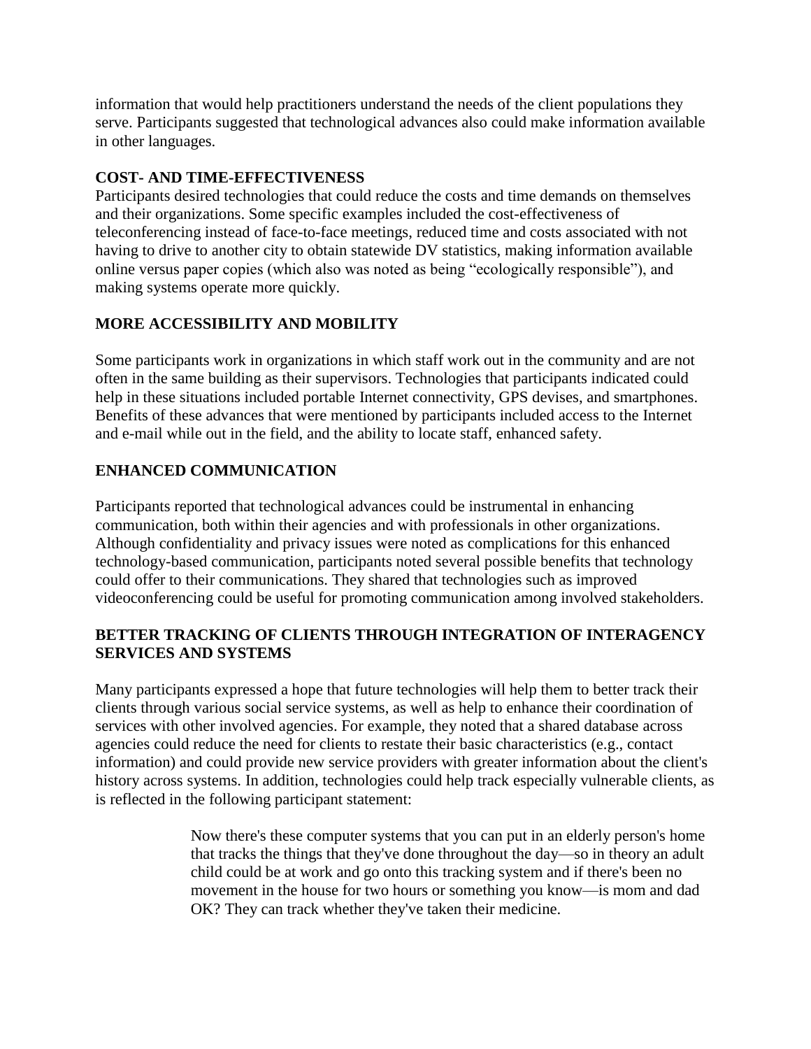information that would help practitioners understand the needs of the client populations they serve. Participants suggested that technological advances also could make information available in other languages.

## COST- AND TIME-EFFECTIVENESS

Participants desired technologies that could reduce the costs and time demands on themselves and their organizations. Some specific examples included the cost-effectiveness of teleconferencing instead of face-to-face meetings, reduced time and costs associated with not having to drive to another city to obtain statewide DV statistics, making information available online versus paper copies (which also was noted as being "ecologically responsible"), and making systems operate more quickly.

## MORE ACCESSIBILITY AND MOBILITY

Some participants work in organizations in which staff work out in the community and are not often in the same building as their supervisors. Technologies that participants indicated could help in these situations included portable Internet connectivity, GPS devises, and smartphones. Benefits of these advances that were mentioned by participants included access to the Internet and e-mail while out in the field, and the ability to locate staff, enhanced safety.

## ENHANCED COMMUNICATION

Participants reported that technological advances could be instrumental in enhancing communication, both within their agencies and with professionals in other organizations. Although confidentiality and privacy issues were noted as complications for this enhanced technology-based communication, participants noted several possible benefits that technology could offer to their communications. They shared that technologies such as improved videoconferencing could be useful for promoting communication among involved stakeholders.

## BETTER TRACKING OF CLIENTS THROUGH INTEGRATION OF INTERAGENCY SERVICES AND SYSTEMS

Many participants expressed a hope that future technologies will help them to better track their clients through various social service systems, as well as help to enhance their coordination of services with other involved agencies. For example, they noted that a shared database across agencies could reduce the need for clients to restate their basic characteristics (e.g., contact information) and could provide new service providers with greater information about the client's history across systems. In addition, technologies could help track especially vulnerable clients, as is reflected in the following participant statement:

> Now there's these computer systems that you can put in an elderly person's home that tracks the things that they've done throughout the day—so in theory an adult child could be at work and go onto this tracking system and if there's been no movement in the house for two hours or something you know—is mom and dad OK? They can track whether they've taken their medicine.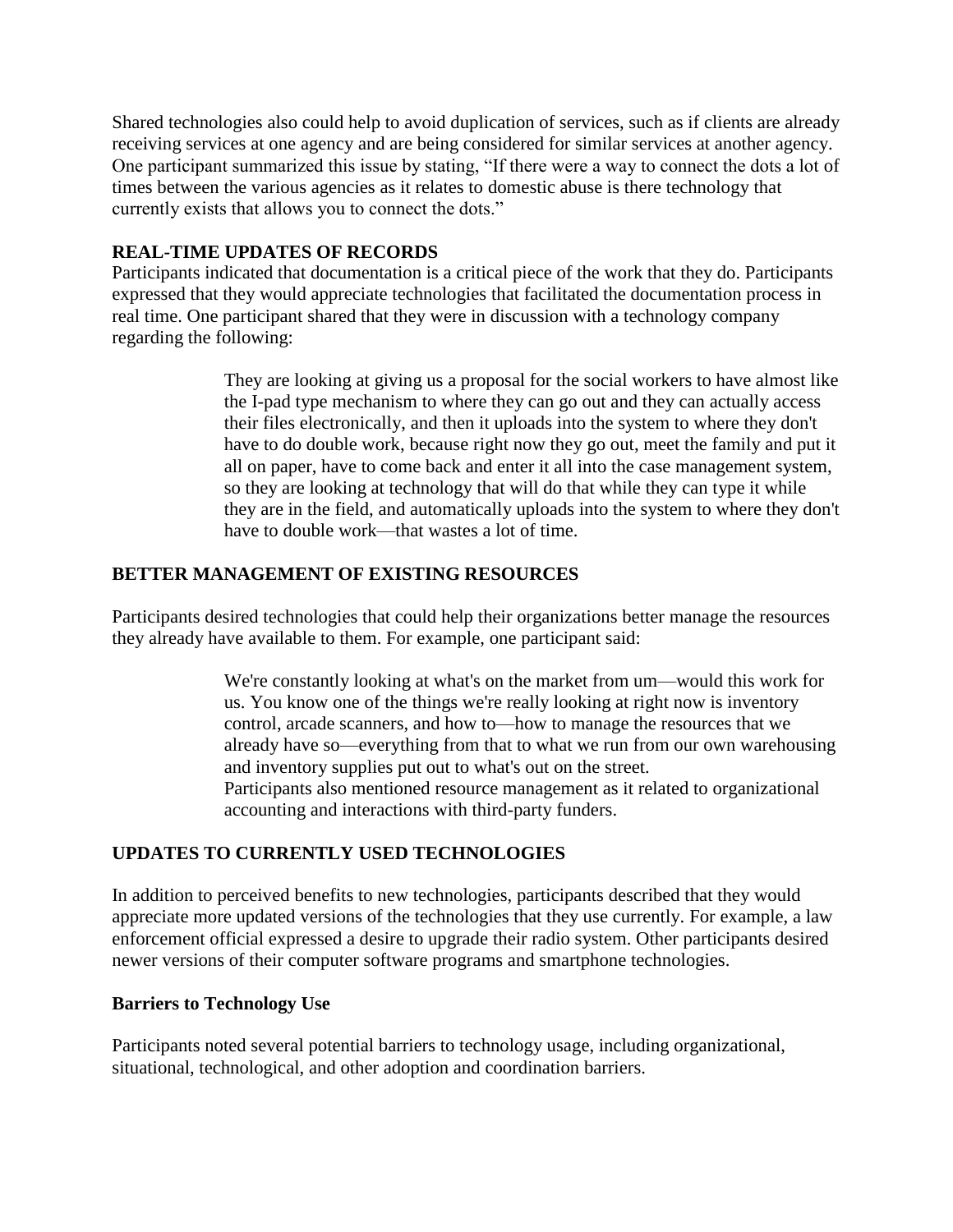Shared technologies also could help to avoid duplication of services, such as if clients are already receiving services at one agency and are being considered for similar services at another agency. One participant summarized this issue by stating, "If there were a way to connect the dots a lot of times between the various agencies as it relates to domestic abuse is there technology that currently exists that allows you to connect the dots."

### REAL-TIME UPDATES OF RECORDS

Participants indicated that documentation is a critical piece of the work that they do. Participants expressed that they would appreciate technologies that facilitated the documentation process in real time. One participant shared that they were in discussion with a technology company regarding the following:

> They are looking at giving us a proposal for the social workers to have almost like the I-pad type mechanism to where they can go out and they can actually access their files electronically, and then it uploads into the system to where they don't have to do double work, because right now they go out, meet the family and put it all on paper, have to come back and enter it all into the case management system, so they are looking at technology that will do that while they can type it while they are in the field, and automatically uploads into the system to where they don't have to double work—that wastes a lot of time.

### BETTER MANAGEMENT OF EXISTING RESOURCES

Participants desired technologies that could help their organizations better manage the resources they already have available to them. For example, one participant said:

> We're constantly looking at what's on the market from um—would this work for us. You know one of the things we're really looking at right now is inventory control, arcade scanners, and how to—how to manage the resources that we already have so—everything from that to what we run from our own warehousing and inventory supplies put out to what's out on the street.
> Participants also mentioned resource management as it related to organizational accounting and interactions with third-party funders.

### UPDATES TO CURRENTLY USED TECHNOLOGIES

In addition to perceived benefits to new technologies, participants described that they would appreciate more updated versions of the technologies that they use currently. For example, a law enforcement official expressed a desire to upgrade their radio system. Other participants desired newer versions of their computer software programs and smartphone technologies.

## Barriers to Technology Use

Participants noted several potential barriers to technology usage, including organizational, situational, technological, and other adoption and coordination barriers.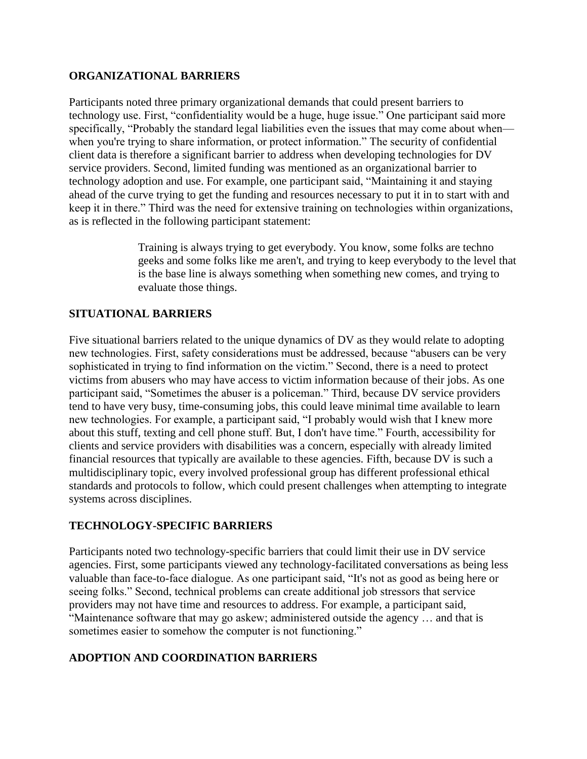## ORGANIZATIONAL BARRIERS

Participants noted three primary organizational demands that could present barriers to technology use. First, "confidentiality would be a huge, huge issue." One participant said more specifically, "Probably the standard legal liabilities even the issues that may come about when—when you're trying to share information, or protect information." The security of confidential client data is therefore a significant barrier to address when developing technologies for DV service providers. Second, limited funding was mentioned as an organizational barrier to technology adoption and use. For example, one participant said, "Maintaining it and staying ahead of the curve trying to get the funding and resources necessary to put it in to start with and keep it in there." Third was the need for extensive training on technologies within organizations, as is reflected in the following participant statement:

> Training is always trying to get everybody. You know, some folks are techno geeks and some folks like me aren't, and trying to keep everybody to the level that is the base line is always something when something new comes, and trying to evaluate those things.

## SITUATIONAL BARRIERS

Five situational barriers related to the unique dynamics of DV as they would relate to adopting new technologies. First, safety considerations must be addressed, because "abusers can be very sophisticated in trying to find information on the victim." Second, there is a need to protect victims from abusers who may have access to victim information because of their jobs. As one participant said, "Sometimes the abuser is a policeman." Third, because DV service providers tend to have very busy, time-consuming jobs, this could leave minimal time available to learn new technologies. For example, a participant said, "I probably would wish that I knew more about this stuff, texting and cell phone stuff. But, I don't have time." Fourth, accessibility for clients and service providers with disabilities was a concern, especially with already limited financial resources that typically are available to these agencies. Fifth, because DV is such a multidisciplinary topic, every involved professional group has different professional ethical standards and protocols to follow, which could present challenges when attempting to integrate systems across disciplines.

## TECHNOLOGY-SPECIFIC BARRIERS

Participants noted two technology-specific barriers that could limit their use in DV service agencies. First, some participants viewed any technology-facilitated conversations as being less valuable than face-to-face dialogue. As one participant said, "It's not as good as being here or seeing folks." Second, technical problems can create additional job stressors that service providers may not have time and resources to address. For example, a participant said, "Maintenance software that may go askew; administered outside the agency … and that is sometimes easier to somehow the computer is not functioning."

## ADOPTION AND COORDINATION BARRIERS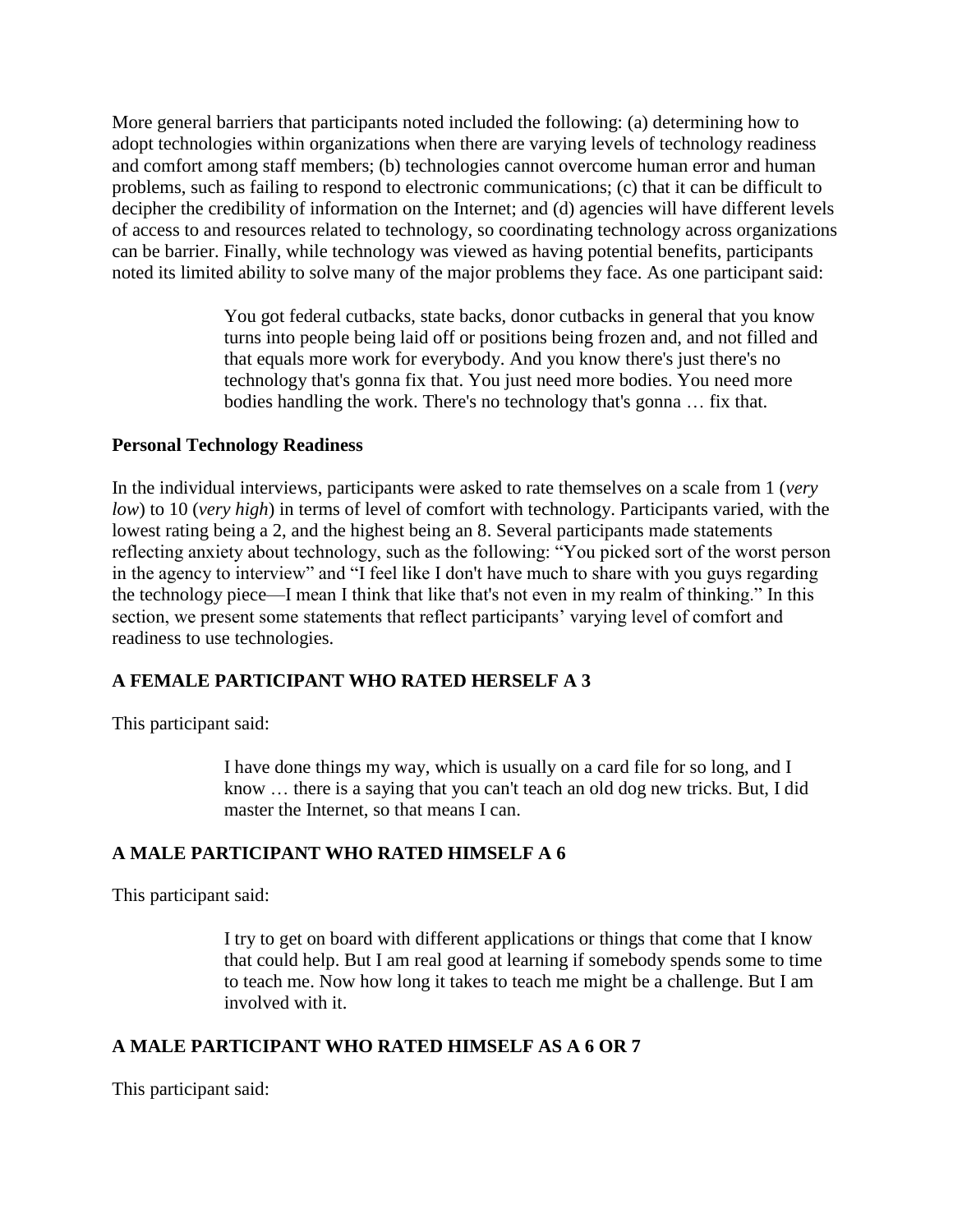More general barriers that participants noted included the following: (a) determining how to adopt technologies within organizations when there are varying levels of technology readiness and comfort among staff members; (b) technologies cannot overcome human error and human problems, such as failing to respond to electronic communications; (c) that it can be difficult to decipher the credibility of information on the Internet; and (d) agencies will have different levels of access to and resources related to technology, so coordinating technology across organizations can be barrier. Finally, while technology was viewed as having potential benefits, participants noted its limited ability to solve many of the major problems they face. As one participant said:

> You got federal cutbacks, state backs, donor cutbacks in general that you know turns into people being laid off or positions being frozen and, and not filled and that equals more work for everybody. And you know there's just there's no technology that's gonna fix that. You just need more bodies. You need more bodies handling the work. There's no technology that's gonna … fix that.

**Personal Technology Readiness**

In the individual interviews, participants were asked to rate themselves on a scale from 1 (*very low*) to 10 (*very high*) in terms of level of comfort with technology. Participants varied, with the lowest rating being a 2, and the highest being an 8. Several participants made statements reflecting anxiety about technology, such as the following: "You picked sort of the worst person in the agency to interview" and "I feel like I don't have much to share with you guys regarding the technology piece—I mean I think that like that's not even in my realm of thinking." In this section, we present some statements that reflect participants' varying level of comfort and readiness to use technologies.

**A FEMALE PARTICIPANT WHO RATED HERSELF A 3**

This participant said:

> I have done things my way, which is usually on a card file for so long, and I know … there is a saying that you can't teach an old dog new tricks. But, I did master the Internet, so that means I can.

**A MALE PARTICIPANT WHO RATED HIMSELF A 6**

This participant said:

> I try to get on board with different applications or things that come that I know that could help. But I am real good at learning if somebody spends some to time to teach me. Now how long it takes to teach me might be a challenge. But I am involved with it.

**A MALE PARTICIPANT WHO RATED HIMSELF AS A 6 OR 7**

This participant said: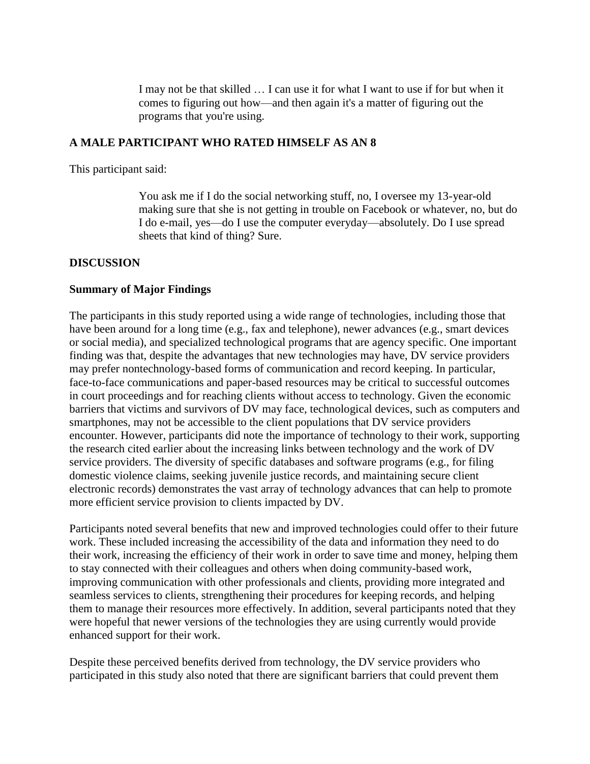> I may not be that skilled … I can use it for what I want to use if for but when it comes to figuring out how—and then again it's a matter of figuring out the programs that you're using.

**A MALE PARTICIPANT WHO RATED HIMSELF AS AN 8**

This participant said:

> You ask me if I do the social networking stuff, no, I oversee my 13-year-old making sure that she is not getting in trouble on Facebook or whatever, no, but do I do e-mail, yes—do I use the computer everyday—absolutely. Do I use spread sheets that kind of thing? Sure.

## DISCUSSION

### Summary of Major Findings

The participants in this study reported using a wide range of technologies, including those that have been around for a long time (e.g., fax and telephone), newer advances (e.g., smart devices or social media), and specialized technological programs that are agency specific. One important finding was that, despite the advantages that new technologies may have, DV service providers may prefer nontechnology-based forms of communication and record keeping. In particular, face-to-face communications and paper-based resources may be critical to successful outcomes in court proceedings and for reaching clients without access to technology. Given the economic barriers that victims and survivors of DV may face, technological devices, such as computers and smartphones, may not be accessible to the client populations that DV service providers encounter. However, participants did note the importance of technology to their work, supporting the research cited earlier about the increasing links between technology and the work of DV service providers. The diversity of specific databases and software programs (e.g., for filing domestic violence claims, seeking juvenile justice records, and maintaining secure client electronic records) demonstrates the vast array of technology advances that can help to promote more efficient service provision to clients impacted by DV.

Participants noted several benefits that new and improved technologies could offer to their future work. These included increasing the accessibility of the data and information they need to do their work, increasing the efficiency of their work in order to save time and money, helping them to stay connected with their colleagues and others when doing community-based work, improving communication with other professionals and clients, providing more integrated and seamless services to clients, strengthening their procedures for keeping records, and helping them to manage their resources more effectively. In addition, several participants noted that they were hopeful that newer versions of the technologies they are using currently would provide enhanced support for their work.

Despite these perceived benefits derived from technology, the DV service providers who participated in this study also noted that there are significant barriers that could prevent them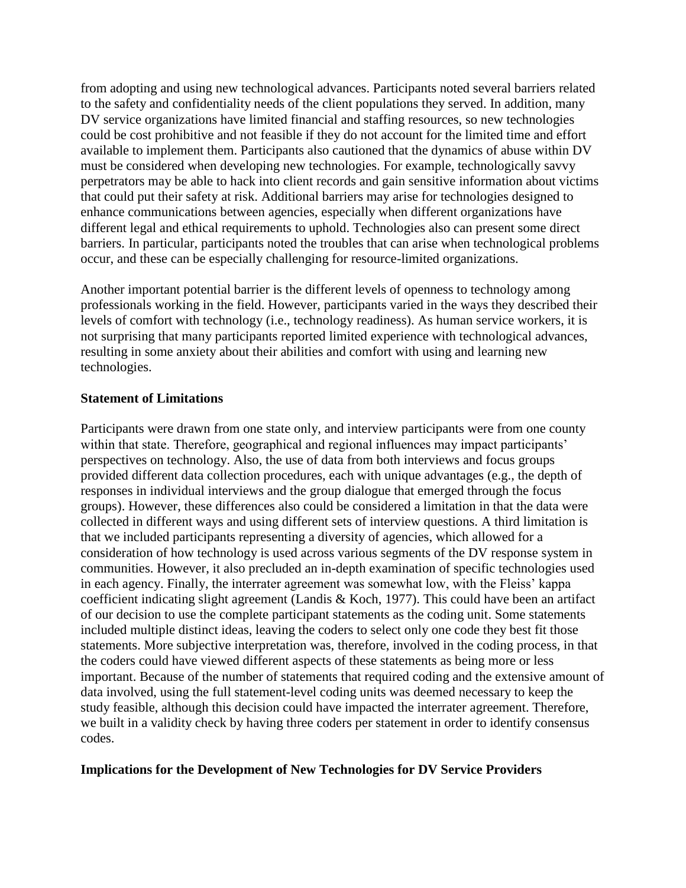from adopting and using new technological advances. Participants noted several barriers related to the safety and confidentiality needs of the client populations they served. In addition, many DV service organizations have limited financial and staffing resources, so new technologies could be cost prohibitive and not feasible if they do not account for the limited time and effort available to implement them. Participants also cautioned that the dynamics of abuse within DV must be considered when developing new technologies. For example, technologically savvy perpetrators may be able to hack into client records and gain sensitive information about victims that could put their safety at risk. Additional barriers may arise for technologies designed to enhance communications between agencies, especially when different organizations have different legal and ethical requirements to uphold. Technologies also can present some direct barriers. In particular, participants noted the troubles that can arise when technological problems occur, and these can be especially challenging for resource-limited organizations.

Another important potential barrier is the different levels of openness to technology among professionals working in the field. However, participants varied in the ways they described their levels of comfort with technology (i.e., technology readiness). As human service workers, it is not surprising that many participants reported limited experience with technological advances, resulting in some anxiety about their abilities and comfort with using and learning new technologies.

**Statement of Limitations**

Participants were drawn from one state only, and interview participants were from one county within that state. Therefore, geographical and regional influences may impact participants' perspectives on technology. Also, the use of data from both interviews and focus groups provided different data collection procedures, each with unique advantages (e.g., the depth of responses in individual interviews and the group dialogue that emerged through the focus groups). However, these differences also could be considered a limitation in that the data were collected in different ways and using different sets of interview questions. A third limitation is that we included participants representing a diversity of agencies, which allowed for a consideration of how technology is used across various segments of the DV response system in communities. However, it also precluded an in-depth examination of specific technologies used in each agency. Finally, the interrater agreement was somewhat low, with the Fleiss' kappa coefficient indicating slight agreement (Landis & Koch, 1977). This could have been an artifact of our decision to use the complete participant statements as the coding unit. Some statements included multiple distinct ideas, leaving the coders to select only one code they best fit those statements. More subjective interpretation was, therefore, involved in the coding process, in that the coders could have viewed different aspects of these statements as being more or less important. Because of the number of statements that required coding and the extensive amount of data involved, using the full statement-level coding units was deemed necessary to keep the study feasible, although this decision could have impacted the interrater agreement. Therefore, we built in a validity check by having three coders per statement in order to identify consensus codes.

**Implications for the Development of New Technologies for DV Service Providers**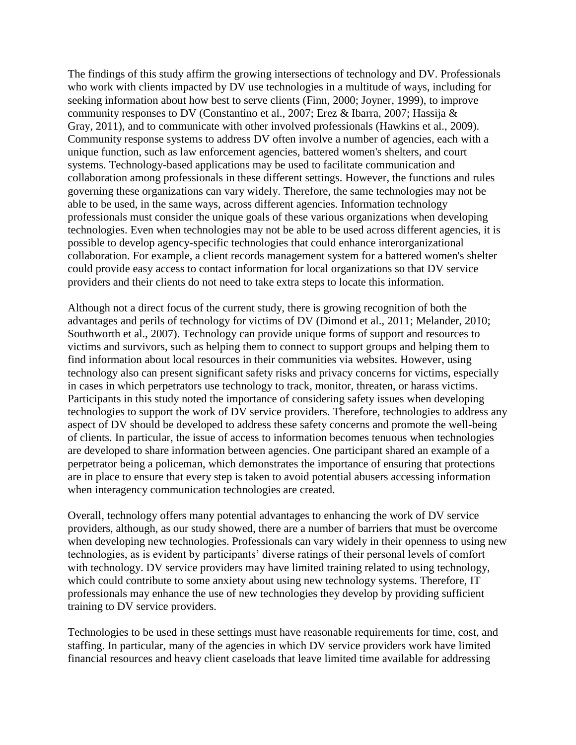The findings of this study affirm the growing intersections of technology and DV. Professionals who work with clients impacted by DV use technologies in a multitude of ways, including for seeking information about how best to serve clients (Finn, 2000; Joyner, 1999), to improve community responses to DV (Constantino et al., 2007; Erez & Ibarra, 2007; Hassija & Gray, 2011), and to communicate with other involved professionals (Hawkins et al., 2009). Community response systems to address DV often involve a number of agencies, each with a unique function, such as law enforcement agencies, battered women's shelters, and court systems. Technology-based applications may be used to facilitate communication and collaboration among professionals in these different settings. However, the functions and rules governing these organizations can vary widely. Therefore, the same technologies may not be able to be used, in the same ways, across different agencies. Information technology professionals must consider the unique goals of these various organizations when developing technologies. Even when technologies may not be able to be used across different agencies, it is possible to develop agency-specific technologies that could enhance interorganizational collaboration. For example, a client records management system for a battered women's shelter could provide easy access to contact information for local organizations so that DV service providers and their clients do not need to take extra steps to locate this information.

Although not a direct focus of the current study, there is growing recognition of both the advantages and perils of technology for victims of DV (Dimond et al., 2011; Melander, 2010; Southworth et al., 2007). Technology can provide unique forms of support and resources to victims and survivors, such as helping them to connect to support groups and helping them to find information about local resources in their communities via websites. However, using technology also can present significant safety risks and privacy concerns for victims, especially in cases in which perpetrators use technology to track, monitor, threaten, or harass victims. Participants in this study noted the importance of considering safety issues when developing technologies to support the work of DV service providers. Therefore, technologies to address any aspect of DV should be developed to address these safety concerns and promote the well-being of clients. In particular, the issue of access to information becomes tenuous when technologies are developed to share information between agencies. One participant shared an example of a perpetrator being a policeman, which demonstrates the importance of ensuring that protections are in place to ensure that every step is taken to avoid potential abusers accessing information when interagency communication technologies are created.

Overall, technology offers many potential advantages to enhancing the work of DV service providers, although, as our study showed, there are a number of barriers that must be overcome when developing new technologies. Professionals can vary widely in their openness to using new technologies, as is evident by participants' diverse ratings of their personal levels of comfort with technology. DV service providers may have limited training related to using technology, which could contribute to some anxiety about using new technology systems. Therefore, IT professionals may enhance the use of new technologies they develop by providing sufficient training to DV service providers.

Technologies to be used in these settings must have reasonable requirements for time, cost, and staffing. In particular, many of the agencies in which DV service providers work have limited financial resources and heavy client caseloads that leave limited time available for addressing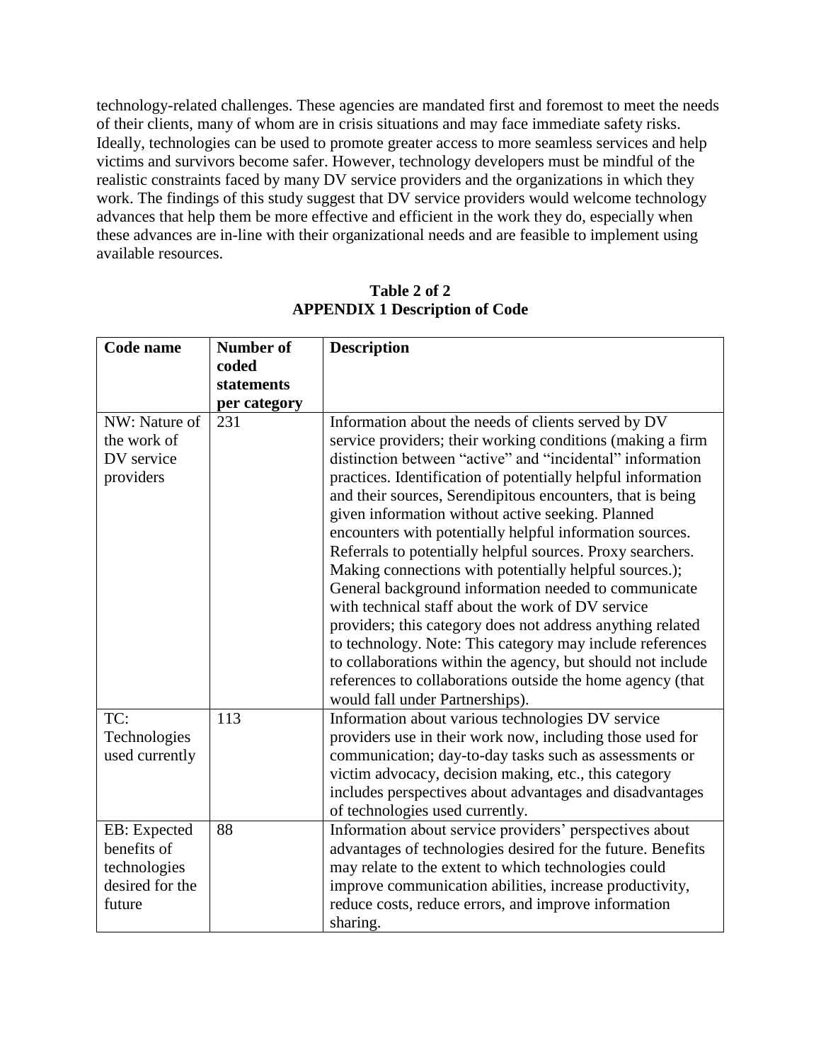technology-related challenges. These agencies are mandated first and foremost to meet the needs of their clients, many of whom are in crisis situations and may face immediate safety risks. Ideally, technologies can be used to promote greater access to more seamless services and help victims and survivors become safer. However, technology developers must be mindful of the realistic constraints faced by many DV service providers and the organizations in which they work. The findings of this study suggest that DV service providers would welcome technology advances that help them be more effective and efficient in the work they do, especially when these advances are in-line with their organizational needs and are feasible to implement using available resources.

**Table 2 of 2**
**APPENDIX 1 Description of Code**

| Code name | Number of coded statements per category | Description |
|---|---|---|
| NW: Nature of the work of DV service providers | 231 | Information about the needs of clients served by DV service providers; their working conditions (making a firm distinction between "active" and "incidental" information practices. Identification of potentially helpful information and their sources, Serendipitous encounters, that is being given information without active seeking. Planned encounters with potentially helpful information sources. Referrals to potentially helpful sources. Proxy searchers. Making connections with potentially helpful sources.); General background information needed to communicate with technical staff about the work of DV service providers; this category does not address anything related to technology. Note: This category may include references to collaborations within the agency, but should not include references to collaborations outside the home agency (that would fall under Partnerships). |
| TC: Technologies used currently | 113 | Information about various technologies DV service providers use in their work now, including those used for communication; day-to-day tasks such as assessments or victim advocacy, decision making, etc., this category includes perspectives about advantages and disadvantages of technologies used currently. |
| EB: Expected benefits of technologies desired for the future | 88 | Information about service providers' perspectives about advantages of technologies desired for the future. Benefits may relate to the extent to which technologies could improve communication abilities, increase productivity, reduce costs, reduce errors, and improve information sharing. |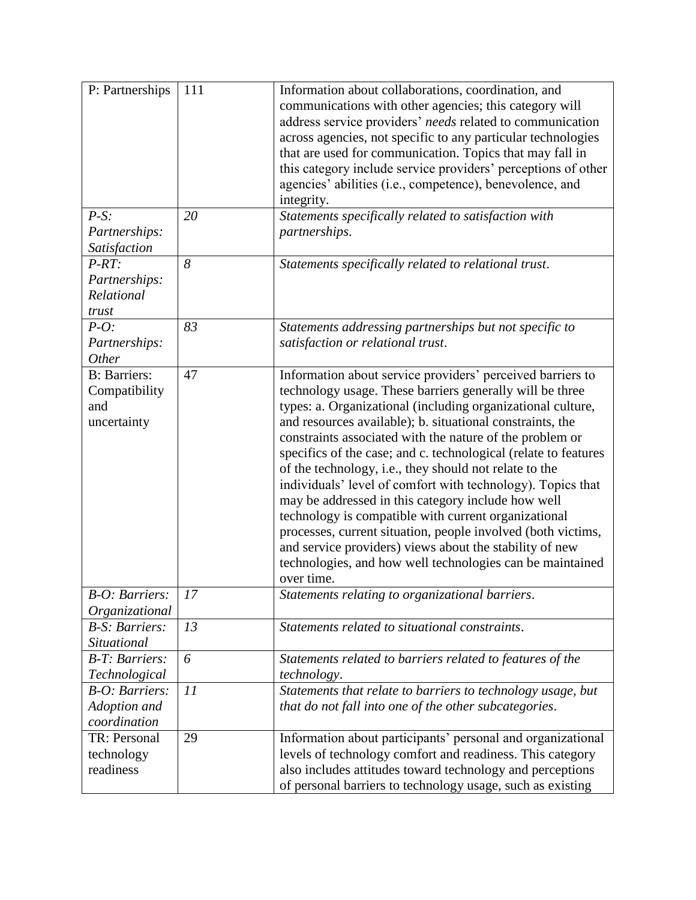| | | |
|---|---|---|
| P: Partnerships | 111 | Information about collaborations, coordination, and communications with other agencies; this category will address service providers' *needs* related to communication across agencies, not specific to any particular technologies that are used for communication. Topics that may fall in this category include service providers' perceptions of other agencies' abilities (i.e., competence), benevolence, and integrity. |
| *P-S: Partnerships: Satisfaction* | *20* | *Statements specifically related to satisfaction with partnerships.* |
| *P-RT: Partnerships: Relational trust* | *8* | *Statements specifically related to relational trust.* |
| *P-O: Partnerships: Other* | *83* | *Statements addressing partnerships but not specific to satisfaction or relational trust.* |
| B: Barriers: Compatibility and uncertainty | 47 | Information about service providers' perceived barriers to technology usage. These barriers generally will be three types: a. Organizational (including organizational culture, and resources available); b. situational constraints, the constraints associated with the nature of the problem or specifics of the case; and c. technological (relate to features of the technology, i.e., they should not relate to the individuals' level of comfort with technology). Topics that may be addressed in this category include how well technology is compatible with current organizational processes, current situation, people involved (both victims, and service providers) views about the stability of new technologies, and how well technologies can be maintained over time. |
| *B-O: Barriers: Organizational* | *17* | *Statements relating to organizational barriers.* |
| *B-S: Barriers: Situational* | *13* | *Statements related to situational constraints.* |
| *B-T: Barriers: Technological* | *6* | *Statements related to barriers related to features of the technology.* |
| *B-O: Barriers: Adoption and coordination* | *11* | *Statements that relate to barriers to technology usage, but that do not fall into one of the other subcategories.* |
| TR: Personal technology readiness | 29 | Information about participants' personal and organizational levels of technology comfort and readiness. This category also includes attitudes toward technology and perceptions of personal barriers to technology usage, such as existing |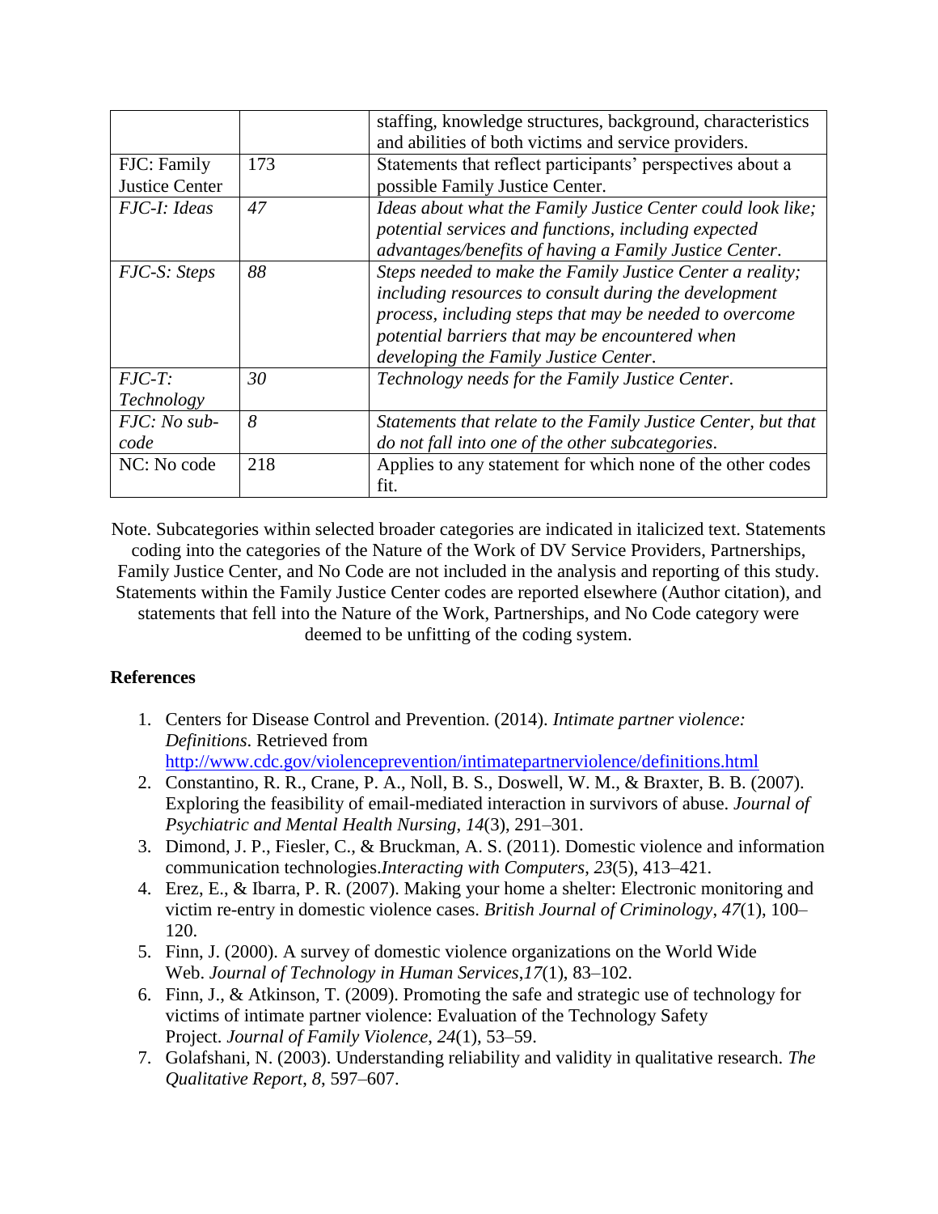| | | staffing, knowledge structures, background, characteristics and abilities of both victims and service providers. |
|---|---|---|
| FJC: Family Justice Center | 173 | Statements that reflect participants' perspectives about a possible Family Justice Center. |
| *FJC-I: Ideas* | *47* | *Ideas about what the Family Justice Center could look like; potential services and functions, including expected advantages/benefits of having a Family Justice Center*. |
| *FJC-S: Steps* | *88* | *Steps needed to make the Family Justice Center a reality; including resources to consult during the development process, including steps that may be needed to overcome potential barriers that may be encountered when developing the Family Justice Center*. |
| *FJC-T: Technology* | *30* | *Technology needs for the Family Justice Center*. |
| *FJC: No sub-code* | *8* | *Statements that relate to the Family Justice Center, but that do not fall into one of the other subcategories*. |
| NC: No code | 218 | Applies to any statement for which none of the other codes fit. |

Note. Subcategories within selected broader categories are indicated in italicized text. Statements coding into the categories of the Nature of the Work of DV Service Providers, Partnerships, Family Justice Center, and No Code are not included in the analysis and reporting of this study. Statements within the Family Justice Center codes are reported elsewhere (Author citation), and statements that fell into the Nature of the Work, Partnerships, and No Code category were deemed to be unfitting of the coding system.

**References**

1. Centers for Disease Control and Prevention. (2014). *Intimate partner violence: Definitions*. Retrieved from http://www.cdc.gov/violenceprevention/intimatepartnerviolence/definitions.html
2. Constantino, R. R., Crane, P. A., Noll, B. S., Doswell, W. M., & Braxter, B. B. (2007). Exploring the feasibility of email-mediated interaction in survivors of abuse. *Journal of Psychiatric and Mental Health Nursing*, *14*(3), 291–301.
3. Dimond, J. P., Fiesler, C., & Bruckman, A. S. (2011). Domestic violence and information communication technologies.*Interacting with Computers*, *23*(5), 413–421.
4. Erez, E., & Ibarra, P. R. (2007). Making your home a shelter: Electronic monitoring and victim re-entry in domestic violence cases. *British Journal of Criminology*, *47*(1), 100–120.
5. Finn, J. (2000). A survey of domestic violence organizations on the World Wide Web. *Journal of Technology in Human Services*,*17*(1), 83–102.
6. Finn, J., & Atkinson, T. (2009). Promoting the safe and strategic use of technology for victims of intimate partner violence: Evaluation of the Technology Safety Project. *Journal of Family Violence*, *24*(1), 53–59.
7. Golafshani, N. (2003). Understanding reliability and validity in qualitative research. *The Qualitative Report*, *8*, 597–607.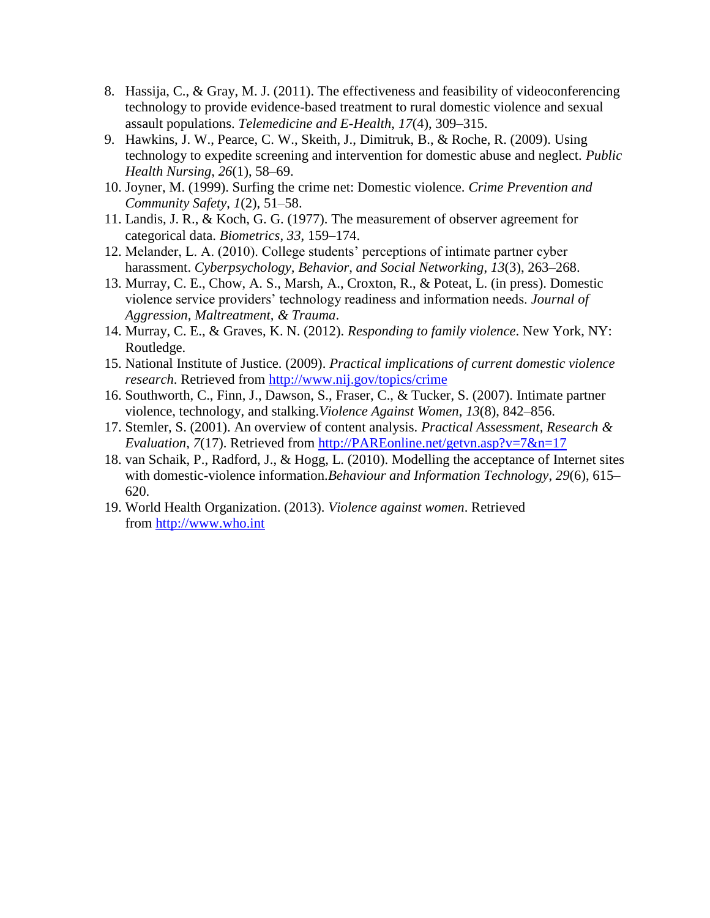8. Hassija, C., & Gray, M. J. (2011). The effectiveness and feasibility of videoconferencing technology to provide evidence-based treatment to rural domestic violence and sexual assault populations. *Telemedicine and E-Health*, *17*(4), 309–315.
9. Hawkins, J. W., Pearce, C. W., Skeith, J., Dimitruk, B., & Roche, R. (2009). Using technology to expedite screening and intervention for domestic abuse and neglect. *Public Health Nursing*, *26*(1), 58–69.
10. Joyner, M. (1999). Surfing the crime net: Domestic violence. *Crime Prevention and Community Safety*, *1*(2), 51–58.
11. Landis, J. R., & Koch, G. G. (1977). The measurement of observer agreement for categorical data. *Biometrics*, *33*, 159–174.
12. Melander, L. A. (2010). College students' perceptions of intimate partner cyber harassment. *Cyberpsychology, Behavior, and Social Networking*, *13*(3), 263–268.
13. Murray, C. E., Chow, A. S., Marsh, A., Croxton, R., & Poteat, L. (in press). Domestic violence service providers' technology readiness and information needs. *Journal of Aggression, Maltreatment, & Trauma*.
14. Murray, C. E., & Graves, K. N. (2012). *Responding to family violence*. New York, NY: Routledge.
15. National Institute of Justice. (2009). *Practical implications of current domestic violence research*. Retrieved from http://www.nij.gov/topics/crime
16. Southworth, C., Finn, J., Dawson, S., Fraser, C., & Tucker, S. (2007). Intimate partner violence, technology, and stalking.*Violence Against Women*, *13*(8), 842–856.
17. Stemler, S. (2001). An overview of content analysis. *Practical Assessment, Research & Evaluation*, *7*(17). Retrieved from http://PAREonline.net/getvn.asp?v=7&n=17
18. van Schaik, P., Radford, J., & Hogg, L. (2010). Modelling the acceptance of Internet sites with domestic-violence information.*Behaviour and Information Technology*, *29*(6), 615–620.
19. World Health Organization. (2013). *Violence against women*. Retrieved from http://www.who.int